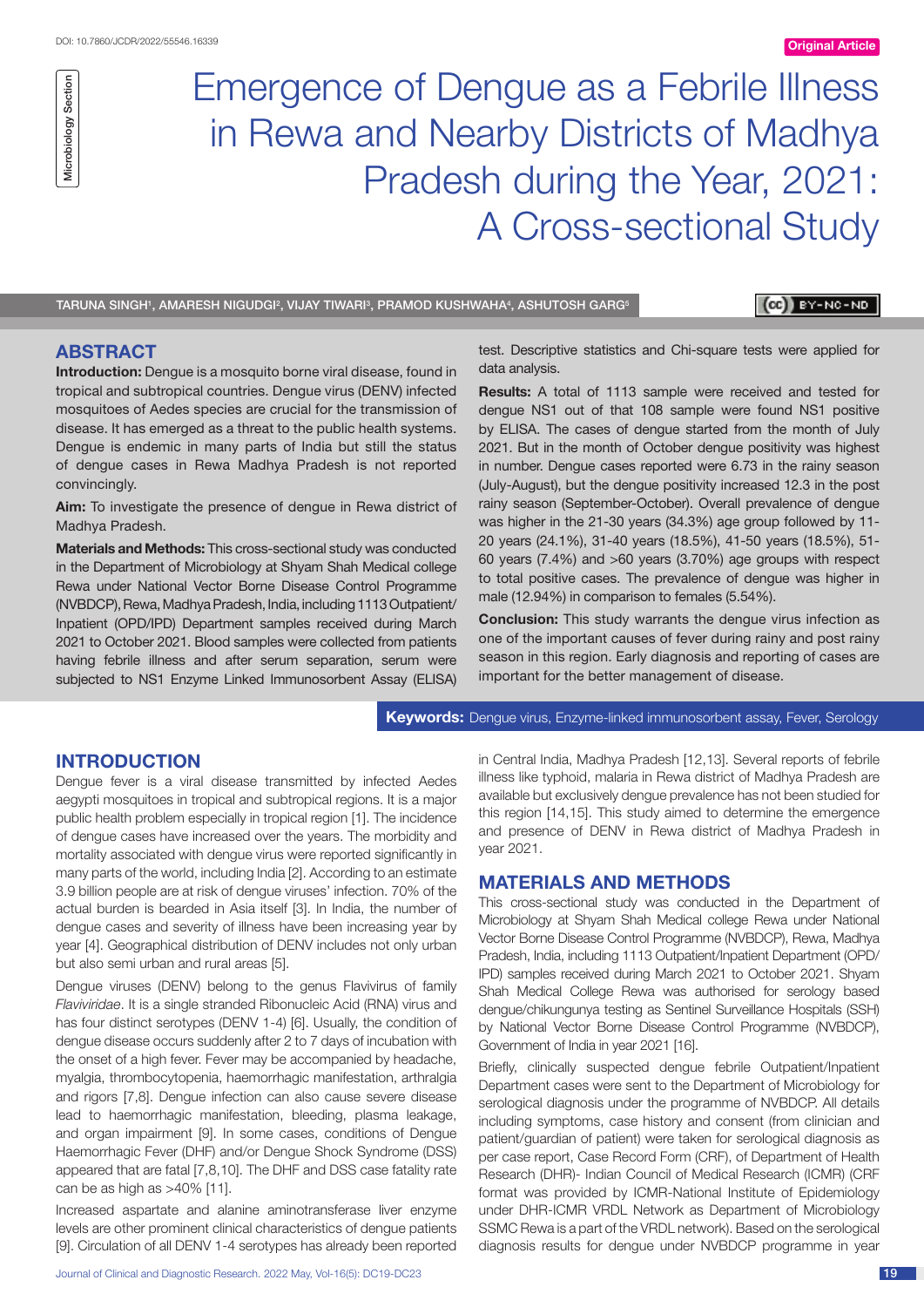DOI: 10.7860/JCDR/2022/55546.16339

Original Article

Microbiology Section

# Emergence of Dengue as a Febrile Illness in Rewa and Nearby Districts of Madhya Pradesh during the Year, 2021: A Cross-sectional Study

TARUNA SINGH[1], AMARESH NIGUDGI[2], VIJAY TIWARI[3], PRAMOD KUSHWAHA[4], ASHUTOSH GARG[5]

## ABSTRACT

**Introduction:** Dengue is a mosquito borne viral disease, found in tropical and subtropical countries. Dengue virus (DENV) infected mosquitoes of Aedes species are crucial for the transmission of disease. It has emerged as a threat to the public health systems. Dengue is endemic in many parts of India but still the status of dengue cases in Rewa Madhya Pradesh is not reported convincingly.

**Aim:** To investigate the presence of dengue in Rewa district of Madhya Pradesh.

**Materials and Methods:** This cross-sectional study was conducted in the Department of Microbiology at Shyam Shah Medical college Rewa under National Vector Borne Disease Control Programme (NVBDCP), Rewa, Madhya Pradesh, India, including 1113 Outpatient/Inpatient (OPD/IPD) Department samples received during March 2021 to October 2021. Blood samples were collected from patients having febrile illness and after serum separation, serum were subjected to NS1 Enzyme Linked Immunosorbent Assay (ELISA) test. Descriptive statistics and Chi-square tests were applied for data analysis.

**Results:** A total of 1113 sample were received and tested for dengue NS1 out of that 108 sample were found NS1 positive by ELISA. The cases of dengue started from the month of July 2021. But in the month of October dengue positivity was highest in number. Dengue cases reported were 6.73 in the rainy season (July-August), but the dengue positivity increased 12.3 in the post rainy season (September-October). Overall prevalence of dengue was higher in the 21-30 years (34.3%) age group followed by 11-20 years (24.1%), 31-40 years (18.5%), 41-50 years (18.5%), 51-60 years (7.4%) and >60 years (3.70%) age groups with respect to total positive cases. The prevalence of dengue was higher in male (12.94%) in comparison to females (5.54%).

**Conclusion:** This study warrants the dengue virus infection as one of the important causes of fever during rainy and post rainy season in this region. Early diagnosis and reporting of cases are important for the better management of disease.

**Keywords:** Dengue virus, Enzyme-linked immunosorbent assay, Fever, Serology

## INTRODUCTION

Dengue fever is a viral disease transmitted by infected Aedes aegypti mosquitoes in tropical and subtropical regions. It is a major public health problem especially in tropical region [1]. The incidence of dengue cases have increased over the years. The morbidity and mortality associated with dengue virus were reported significantly in many parts of the world, including India [2]. According to an estimate 3.9 billion people are at risk of dengue viruses' infection. 70% of the actual burden is bearded in Asia itself [3]. In India, the number of dengue cases and severity of illness have been increasing year by year [4]. Geographical distribution of DENV includes not only urban but also semi urban and rural areas [5].

Dengue viruses (DENV) belong to the genus Flavivirus of family *Flaviviridae*. It is a single stranded Ribonucleic Acid (RNA) virus and has four distinct serotypes (DENV 1-4) [6]. Usually, the condition of dengue disease occurs suddenly after 2 to 7 days of incubation with the onset of a high fever. Fever may be accompanied by headache, myalgia, thrombocytopenia, haemorrhagic manifestation, arthralgia and rigors [7,8]. Dengue infection can also cause severe disease lead to haemorrhagic manifestation, bleeding, plasma leakage, and organ impairment [9]. In some cases, conditions of Dengue Haemorrhagic Fever (DHF) and/or Dengue Shock Syndrome (DSS) appeared that are fatal [7,8,10]. The DHF and DSS case fatality rate can be as high as >40% [11].

Increased aspartate and alanine aminotransferase liver enzyme levels are other prominent clinical characteristics of dengue patients [9]. Circulation of all DENV 1-4 serotypes has already been reported in Central India, Madhya Pradesh [12,13]. Several reports of febrile illness like typhoid, malaria in Rewa district of Madhya Pradesh are available but exclusively dengue prevalence has not been studied for this region [14,15]. This study aimed to determine the emergence and presence of DENV in Rewa district of Madhya Pradesh in year 2021.

## MATERIALS AND METHODS

This cross-sectional study was conducted in the Department of Microbiology at Shyam Shah Medical college Rewa under National Vector Borne Disease Control Programme (NVBDCP), Rewa, Madhya Pradesh, India, including 1113 Outpatient/Inpatient Department (OPD/IPD) samples received during March 2021 to October 2021. Shyam Shah Medical College Rewa was authorised for serology based dengue/chikungunya testing as Sentinel Surveillance Hospitals (SSH) by National Vector Borne Disease Control Programme (NVBDCP), Government of India in year 2021 [16].

Briefly, clinically suspected dengue febrile Outpatient/Inpatient Department cases were sent to the Department of Microbiology for serological diagnosis under the programme of NVBDCP. All details including symptoms, case history and consent (from clinician and patient/guardian of patient) were taken for serological diagnosis as per case report, Case Record Form (CRF), of Department of Health Research (DHR)- Indian Council of Medical Research (ICMR) (CRF format was provided by ICMR-National Institute of Epidemiology under DHR-ICMR VRDL Network as Department of Microbiology SSMC Rewa is a part of the VRDL network). Based on the serological diagnosis results for dengue under NVBDCP programme in year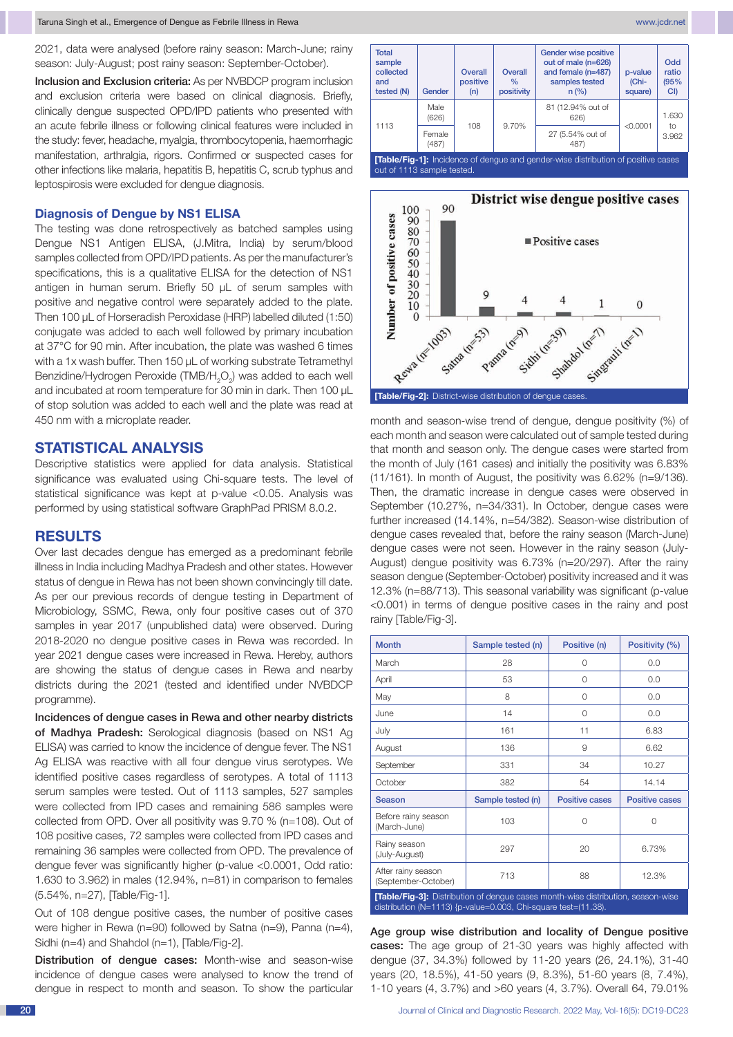2021, data were analysed (before rainy season: March-June; rainy season: July-August; post rainy season: September-October).

**Inclusion and Exclusion criteria:** As per NVBDCP program inclusion and exclusion criteria were based on clinical diagnosis. Briefly, clinically dengue suspected OPD/IPD patients who presented with an acute febrile illness or following clinical features were included in the study: fever, headache, myalgia, thrombocytopenia, haemorrhagic manifestation, arthralgia, rigors. Confirmed or suspected cases for other infections like malaria, hepatitis B, hepatitis C, scrub typhus and leptospirosis were excluded for dengue diagnosis.

### Diagnosis of Dengue by NS1 ELISA

The testing was done retrospectively as batched samples using Dengue NS1 Antigen ELISA, (J.Mitra, India) by serum/blood samples collected from OPD/IPD patients. As per the manufacturer's specifications, this is a qualitative ELISA for the detection of NS1 antigen in human serum. Briefly 50 μL of serum samples with positive and negative control were separately added to the plate. Then 100 μL of Horseradish Peroxidase (HRP) labelled diluted (1:50) conjugate was added to each well followed by primary incubation at 37°C for 90 min. After incubation, the plate was washed 6 times with a 1x wash buffer. Then 150 μL of working substrate Tetramethyl Benzidine/Hydrogen Peroxide (TMB/$H_2O_2$) was added to each well and incubated at room temperature for 30 min in dark. Then 100 μL of stop solution was added to each well and the plate was read at 450 nm with a microplate reader.

## STATISTICAL ANALYSIS

Descriptive statistics were applied for data analysis. Statistical significance was evaluated using Chi-square tests. The level of statistical significance was kept at p-value <0.05. Analysis was performed by using statistical software GraphPad PRISM 8.0.2.

## RESULTS

Over last decades dengue has emerged as a predominant febrile illness in India including Madhya Pradesh and other states. However status of dengue in Rewa has not been shown convincingly till date. As per our previous records of dengue testing in Department of Microbiology, SSMC, Rewa, only four positive cases out of 370 samples in year 2017 (unpublished data) were observed. During 2018-2020 no dengue positive cases in Rewa was recorded. In year 2021 dengue cases were increased in Rewa. Hereby, authors are showing the status of dengue cases in Rewa and nearby districts during the 2021 (tested and identified under NVBDCP programme).

**Incidences of dengue cases in Rewa and other nearby districts of Madhya Pradesh:** Serological diagnosis (based on NS1 Ag ELISA) was carried to know the incidence of dengue fever. The NS1 Ag ELISA was reactive with all four dengue virus serotypes. We identified positive cases regardless of serotypes. A total of 1113 serum samples were tested. Out of 1113 samples, 527 samples were collected from IPD cases and remaining 586 samples were collected from OPD. Over all positivity was 9.70 % (n=108). Out of 108 positive cases, 72 samples were collected from IPD cases and remaining 36 samples were collected from OPD. The prevalence of dengue fever was significantly higher (p-value <0.0001, Odd ratio: 1.630 to 3.962) in males (12.94%, n=81) in comparison to females (5.54%, n=27), [Table/Fig-1].

Out of 108 dengue positive cases, the number of positive cases were higher in Rewa (n=90) followed by Satna (n=9), Panna (n=4), Sidhi (n=4) and Shahdol (n=1), [Table/Fig-2].

**Distribution of dengue cases:** Month-wise and season-wise incidence of dengue cases were analysed to know the trend of dengue in respect to month and season. To show the particular month and season-wise trend of dengue, dengue positivity (%) of each month and season were calculated out of sample tested during that month and season only. The dengue cases were started from the month of July (161 cases) and initially the positivity was 6.83% (11/161). In month of August, the positivity was 6.62% (n=9/136). Then, the dramatic increase in dengue cases were observed in September (10.27%, n=34/331). In October, dengue cases were further increased (14.14%, n=54/382). Season-wise distribution of dengue cases revealed that, before the rainy season (March-June) dengue cases were not seen. However in the rainy season (July-August) dengue positivity was 6.73% (n=20/297). After the rainy season dengue (September-October) positivity increased and it was 12.3% (n=88/713). This seasonal variability was significant (p-value <0.001) in terms of dengue positive cases in the rainy and post rainy [Table/Fig-3].

| Total sample collected and tested (N) | Gender | Overall positive (n) | Overall % positivity | Gender wise positive out of male (n=626) and female (n=487) samples tested n (%) | p-value (Chi-square) | Odd ratio (95% CI) |
|---|---|---|---|---|---|---|
| 1113 | Male (626) | 108 | 9.70% | 81 (12.94% out of 626) | <0.0001 | 1.630 to 3.962 |
| | Female (487) | | | 27 (5.54% out of 487) | | |

**[Table/Fig-1]:** Incidence of dengue and gender-wise distribution of positive cases out of 1113 sample tested.

| District | Positive cases |
|---|---|
| Rewa (n=1003) | 90 |
| Satna (n=53) | 9 |
| Panna (n=9) | 4 |
| Sidhi (n=39) | 4 |
| Shahdol (n=7) | 1 |
| Singrauli (n=1) | 0 |

**[Table/Fig-2]:** District-wise distribution of dengue cases.

| Month | Sample tested (n) | Positive (n) | Positivity (%) |
|---|---|---|---|
| March | 28 | 0 | 0.0 |
| April | 53 | 0 | 0.0 |
| May | 8 | 0 | 0.0 |
| June | 14 | 0 | 0.0 |
| July | 161 | 11 | 6.83 |
| August | 136 | 9 | 6.62 |
| September | 331 | 34 | 10.27 |
| October | 382 | 54 | 14.14 |
| **Season** | **Sample tested (n)** | **Positive cases** | **Positive cases** |
| Before rainy season (March-June) | 103 | 0 | 0 |
| Rainy season (July-August) | 297 | 20 | 6.73% |
| After rainy season (September-October) | 713 | 88 | 12.3% |

**[Table/Fig-3]:** Distribution of dengue cases month-wise distribution, season-wise distribution (N=1113) {p-value=0.003, Chi-square test=(11.38).

**Age group wise distribution and locality of Dengue positive cases:** The age group of 21-30 years was highly affected with dengue (37, 34.3%) followed by 11-20 years (26, 24.1%), 31-40 years (20, 18.5%), 41-50 years (9, 8.3%), 51-60 years (8, 7.4%), 1-10 years (4, 3.7%) and >60 years (4, 3.7%). Overall 64, 79.01%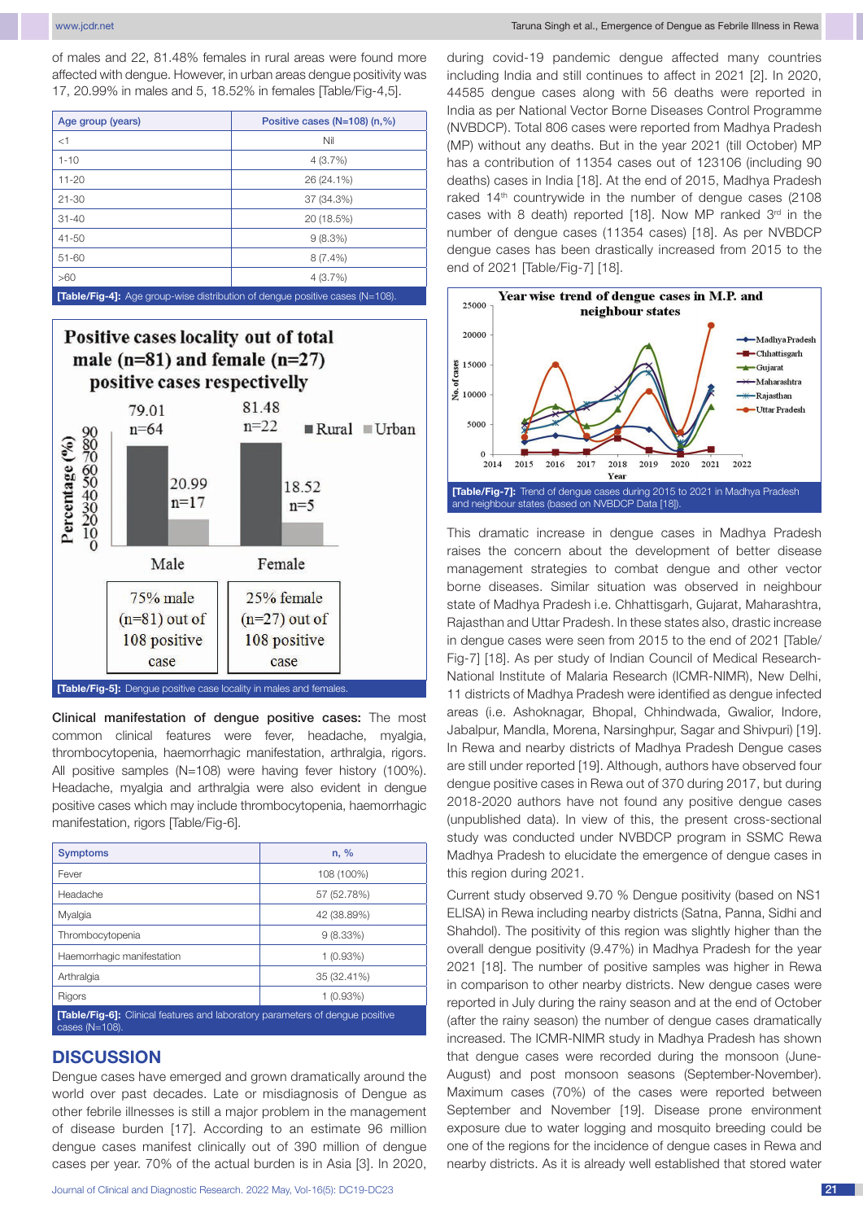of males and 22, 81.48% females in rural areas were found more affected with dengue. However, in urban areas dengue positivity was 17, 20.99% in males and 5, 18.52% in females [Table/Fig-4,5].

| Age group (years) | Positive cases (N=108) (n,%) |
|---|---|
| <1 | Nil |
| 1-10 | 4 (3.7%) |
| 11-20 | 26 (24.1%) |
| 21-30 | 37 (34.3%) |
| 31-40 | 20 (18.5%) |
| 41-50 | 9 (8.3%) |
| 51-60 | 8 (7.4%) |
| >60 | 4 (3.7%) |

**[Table/Fig-4]:** Age group-wise distribution of dengue positive cases (N=108).

Positive cases locality out of total male (n=81) and female (n=27) positive cases respectivelly

| | Rural | Urban |
|---|---|---|
| Male | 79.01 (n=64) | 20.99 (n=17) |
| Female | 81.48 (n=22) | 18.52 (n=5) |

75% male (n=81) out of 108 positive case; 25% female (n=27) out of 108 positive case

**[Table/Fig-5]:** Dengue positive case locality in males and females.

**Clinical manifestation of dengue positive cases:** The most common clinical features were fever, headache, myalgia, thrombocytopenia, haemorrhagic manifestation, arthralgia, rigors. All positive samples (N=108) were having fever history (100%). Headache, myalgia and arthralgia were also evident in dengue positive cases which may include thrombocytopenia, haemorrhagic manifestation, rigors [Table/Fig-6].

| Symptoms | n, % |
|---|---|
| Fever | 108 (100%) |
| Headache | 57 (52.78%) |
| Myalgia | 42 (38.89%) |
| Thrombocytopenia | 9 (8.33%) |
| Haemorrhagic manifestation | 1 (0.93%) |
| Arthralgia | 35 (32.41%) |
| Rigors | 1 (0.93%) |

**[Table/Fig-6]:** Clinical features and laboratory parameters of dengue positive cases (N=108).

## DISCUSSION

Dengue cases have emerged and grown dramatically around the world over past decades. Late or misdiagnosis of Dengue as other febrile illnesses is still a major problem in the management of disease burden [17]. According to an estimate 96 million dengue cases manifest clinically out of 390 million of dengue cases per year. 70% of the actual burden is in Asia [3]. In 2020, during covid-19 pandemic dengue affected many countries including India and still continues to affect in 2021 [2]. In 2020, 44585 dengue cases along with 56 deaths were reported in India as per National Vector Borne Diseases Control Programme (NVBDCP). Total 806 cases were reported from Madhya Pradesh (MP) without any deaths. But in the year 2021 (till October) MP has a contribution of 11354 cases out of 123106 (including 90 deaths) cases in India [18]. At the end of 2015, Madhya Pradesh raked 14th countrywide in the number of dengue cases (2108 cases with 8 death) reported [18]. Now MP ranked 3rd in the number of dengue cases (11354 cases) [18]. As per NVBDCP dengue cases has been drastically increased from 2015 to the end of 2021 [Table/Fig-7] [18].

Year wise trend of dengue cases in M.P. and neighbour states

**[Table/Fig-7]:** Trend of dengue cases during 2015 to 2021 in Madhya Pradesh and neighbour states (based on NVBDCP Data [18]).

This dramatic increase in dengue cases in Madhya Pradesh raises the concern about the development of better disease management strategies to combat dengue and other vector borne diseases. Similar situation was observed in neighbour state of Madhya Pradesh i.e. Chhattisgarh, Gujarat, Maharashtra, Rajasthan and Uttar Pradesh. In these states also, drastic increase in dengue cases were seen from 2015 to the end of 2021 [Table/Fig-7] [18]. As per study of Indian Council of Medical Research-National Institute of Malaria Research (ICMR-NIMR), New Delhi, 11 districts of Madhya Pradesh were identified as dengue infected areas (i.e. Ashoknagar, Bhopal, Chhindwada, Gwalior, Indore, Jabalpur, Mandla, Morena, Narsinghpur, Sagar and Shivpuri) [19]. In Rewa and nearby districts of Madhya Pradesh Dengue cases are still under reported [19]. Although, authors have observed four dengue positive cases in Rewa out of 370 during 2017, but during 2018-2020 authors have not found any positive dengue cases (unpublished data). In view of this, the present cross-sectional study was conducted under NVBDCP program in SSMC Rewa Madhya Pradesh to elucidate the emergence of dengue cases in this region during 2021.

Current study observed 9.70 % Dengue positivity (based on NS1 ELISA) in Rewa including nearby districts (Satna, Panna, Sidhi and Shahdol). The positivity of this region was slightly higher than the overall dengue positivity (9.47%) in Madhya Pradesh for the year 2021 [18]. The number of positive samples was higher in Rewa in comparison to other nearby districts. New dengue cases were reported in July during the rainy season and at the end of October (after the rainy season) the number of dengue cases dramatically increased. The ICMR-NIMR study in Madhya Pradesh has shown that dengue cases were recorded during the monsoon (June-August) and post monsoon seasons (September-November). Maximum cases (70%) of the cases were reported between September and November [19]. Disease prone environment exposure due to water logging and mosquito breeding could be one of the regions for the incidence of dengue cases in Rewa and nearby districts. As it is already well established that stored water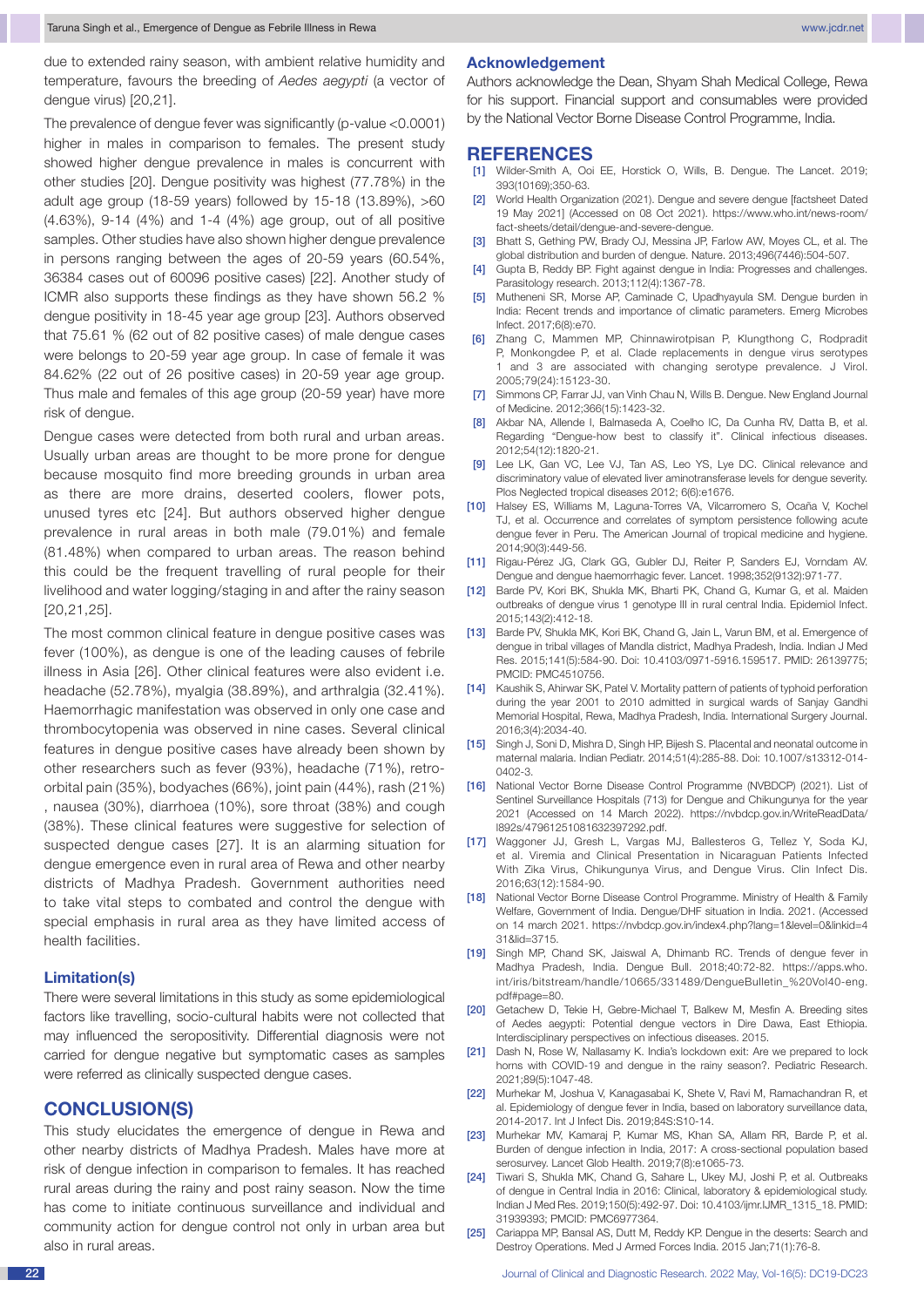due to extended rainy season, with ambient relative humidity and temperature, favours the breeding of *Aedes aegypti* (a vector of dengue virus) [20,21].

The prevalence of dengue fever was significantly (p-value <0.0001) higher in males in comparison to females. The present study showed higher dengue prevalence in males is concurrent with other studies [20]. Dengue positivity was highest (77.78%) in the adult age group (18-59 years) followed by 15-18 (13.89%), >60 (4.63%), 9-14 (4%) and 1-4 (4%) age group, out of all positive samples. Other studies have also shown higher dengue prevalence in persons ranging between the ages of 20-59 years (60.54%, 36384 cases out of 60096 positive cases) [22]. Another study of ICMR also supports these findings as they have shown 56.2 % dengue positivity in 18-45 year age group [23]. Authors observed that 75.61 % (62 out of 82 positive cases) of male dengue cases were belongs to 20-59 year age group. In case of female it was 84.62% (22 out of 26 positive cases) in 20-59 year age group. Thus male and females of this age group (20-59 year) have more risk of dengue.

Dengue cases were detected from both rural and urban areas. Usually urban areas are thought to be more prone for dengue because mosquito find more breeding grounds in urban area as there are more drains, deserted coolers, flower pots, unused tyres etc [24]. But authors observed higher dengue prevalence in rural areas in both male (79.01%) and female (81.48%) when compared to urban areas. The reason behind this could be the frequent travelling of rural people for their livelihood and water logging/staging in and after the rainy season [20,21,25].

The most common clinical feature in dengue positive cases was fever (100%), as dengue is one of the leading causes of febrile illness in Asia [26]. Other clinical features were also evident i.e. headache (52.78%), myalgia (38.89%), and arthralgia (32.41%). Haemorrhagic manifestation was observed in only one case and thrombocytopenia was observed in nine cases. Several clinical features in dengue positive cases have already been shown by other researchers such as fever (93%), headache (71%), retro-orbital pain (35%), bodyaches (66%), joint pain (44%), rash (21%) , nausea (30%), diarrhoea (10%), sore throat (38%) and cough (38%). These clinical features were suggestive for selection of suspected dengue cases [27]. It is an alarming situation for dengue emergence even in rural area of Rewa and other nearby districts of Madhya Pradesh. Government authorities need to take vital steps to combated and control the dengue with special emphasis in rural area as they have limited access of health facilities.

### Limitation(s)

There were several limitations in this study as some epidemiological factors like travelling, socio-cultural habits were not collected that may influenced the seropositivity. Differential diagnosis were not carried for dengue negative but symptomatic cases as samples were referred as clinically suspected dengue cases.

## CONCLUSION(S)

This study elucidates the emergence of dengue in Rewa and other nearby districts of Madhya Pradesh. Males have more at risk of dengue infection in comparison to females. It has reached rural areas during the rainy and post rainy season. Now the time has come to initiate continuous surveillance and individual and community action for dengue control not only in urban area but also in rural areas.

### Acknowledgement

Authors acknowledge the Dean, Shyam Shah Medical College, Rewa for his support. Financial support and consumables were provided by the National Vector Borne Disease Control Programme, India.

## REFERENCES

[1] Wilder-Smith A, Ooi EE, Horstick O, Wills, B. Dengue. The Lancet. 2019; 393(10169);350-63.

[2] World Health Organization (2021). Dengue and severe dengue [factsheet Dated 19 May 2021] (Accessed on 08 Oct 2021). https://www.who.int/news-room/fact-sheets/detail/dengue-and-severe-dengue.

[3] Bhatt S, Gething PW, Brady OJ, Messina JP, Farlow AW, Moyes CL, et al. The global distribution and burden of dengue. Nature. 2013;496(7446):504-507.

[4] Gupta B, Reddy BP. Fight against dengue in India: Progresses and challenges. Parasitology research. 2013;112(4):1367-78.

[5] Mutheneni SR, Morse AP, Caminade C, Upadhyayula SM. Dengue burden in India: Recent trends and importance of climatic parameters. Emerg Microbes Infect. 2017;6(8):e70.

[6] Zhang C, Mammen MP, Chinnawirotpisan P, Klungthong C, Rodpradit P, Monkongdee P, et al. Clade replacements in dengue virus serotypes 1 and 3 are associated with changing serotype prevalence. J Virol. 2005;79(24):15123-30.

[7] Simmons CP, Farrar JJ, van Vinh Chau N, Wills B. Dengue. New England Journal of Medicine. 2012;366(15):1423-32.

[8] Akbar NA, Allende I, Balmaseda A, Coelho IC, Da Cunha RV, Datta B, et al. Regarding "Dengue-how best to classify it". Clinical infectious diseases. 2012;54(12):1820-21.

[9] Lee LK, Gan VC, Lee VJ, Tan AS, Leo YS, Lye DC. Clinical relevance and discriminatory value of elevated liver aminotransferase levels for dengue severity. Plos Neglected tropical diseases 2012; 6(6):e1676.

[10] Halsey ES, Williams M, Laguna-Torres VA, Vilcarromero S, Ocaña V, Kochel TJ, et al. Occurrence and correlates of symptom persistence following acute dengue fever in Peru. The American Journal of tropical medicine and hygiene. 2014;90(3):449-56.

[11] Rigau-Pérez JG, Clark GG, Gubler DJ, Reiter P, Sanders EJ, Vorndam AV. Dengue and dengue haemorrhagic fever. Lancet. 1998;352(9132):971-77.

[12] Barde PV, Kori BK, Shukla MK, Bharti PK, Chand G, Kumar G, et al. Maiden outbreaks of dengue virus 1 genotype III in rural central India. Epidemiol Infect. 2015;143(2):412-18.

[13] Barde PV, Shukla MK, Kori BK, Chand G, Jain L, Varun BM, et al. Emergence of dengue in tribal villages of Mandla district, Madhya Pradesh, India. Indian J Med Res. 2015;141(5):584-90. Doi: 10.4103/0971-5916.159517. PMID: 26139775; PMCID: PMC4510756.

[14] Kaushik S, Ahirwar SK, Patel V. Mortality pattern of patients of typhoid perforation during the year 2001 to 2010 admitted in surgical wards of Sanjay Gandhi Memorial Hospital, Rewa, Madhya Pradesh, India. International Surgery Journal. 2016;3(4):2034-40.

[15] Singh J, Soni D, Mishra D, Singh HP, Bijesh S. Placental and neonatal outcome in maternal malaria. Indian Pediatr. 2014;51(4):285-88. Doi: 10.1007/s13312-014-0402-3.

[16] National Vector Borne Disease Control Programme (NVBDCP) (2021). List of Sentinel Surveillance Hospitals (713) for Dengue and Chikungunya for the year 2021 (Accessed on 14 March 2022). https://nvbdcp.gov.in/WriteReadData/l892s/47961251081632397292.pdf.

[17] Waggoner JJ, Gresh L, Vargas MJ, Ballesteros G, Tellez Y, Soda KJ, et al. Viremia and Clinical Presentation in Nicaraguan Patients Infected With Zika Virus, Chikungunya Virus, and Dengue Virus. Clin Infect Dis. 2016;63(12):1584-90.

[18] National Vector Borne Disease Control Programme. Ministry of Health & Family Welfare, Government of India. Dengue/DHF situation in India. 2021. (Accessed on 14 march 2021. https://nvbdcp.gov.in/index4.php?lang=1&level=0&linkid=431&lid=3715.

[19] Singh MP, Chand SK, Jaiswal A, Dhimanb RC. Trends of dengue fever in Madhya Pradesh, India. Dengue Bull. 2018;40:72-82. https://apps.who.int/iris/bitstream/handle/10665/331489/DengueBulletin_%20Vol40-eng.pdf#page=80.

[20] Getachew D, Tekie H, Gebre-Michael T, Balkew M, Mesfin A. Breeding sites of Aedes aegypti: Potential dengue vectors in Dire Dawa, East Ethiopia. Interdisciplinary perspectives on infectious diseases. 2015.

[21] Dash N, Rose W, Nallasamy K. India's lockdown exit: Are we prepared to lock horns with COVID-19 and dengue in the rainy season?. Pediatric Research. 2021;89(5):1047-48.

[22] Murhekar M, Joshua V, Kanagasabai K, Shete V, Ravi M, Ramachandran R, et al. Epidemiology of dengue fever in India, based on laboratory surveillance data, 2014-2017. Int J Infect Dis. 2019;84S:S10-14.

[23] Murhekar MV, Kamaraj P, Kumar MS, Khan SA, Allam RR, Barde P, et al. Burden of dengue infection in India, 2017: A cross-sectional population based serosurvey. Lancet Glob Health. 2019;7(8):e1065-73.

[24] Tiwari S, Shukla MK, Chand G, Sahare L, Ukey MJ, Joshi P, et al. Outbreaks of dengue in Central India in 2016: Clinical, laboratory & epidemiological study. Indian J Med Res. 2019;150(5):492-97. Doi: 10.4103/ijmr.IJMR_1315_18. PMID: 31939393; PMCID: PMC6977364.

[25] Cariappa MP, Bansal AS, Dutt M, Reddy KP. Dengue in the deserts: Search and Destroy Operations. Med J Armed Forces India. 2015 Jan;71(1):76-8.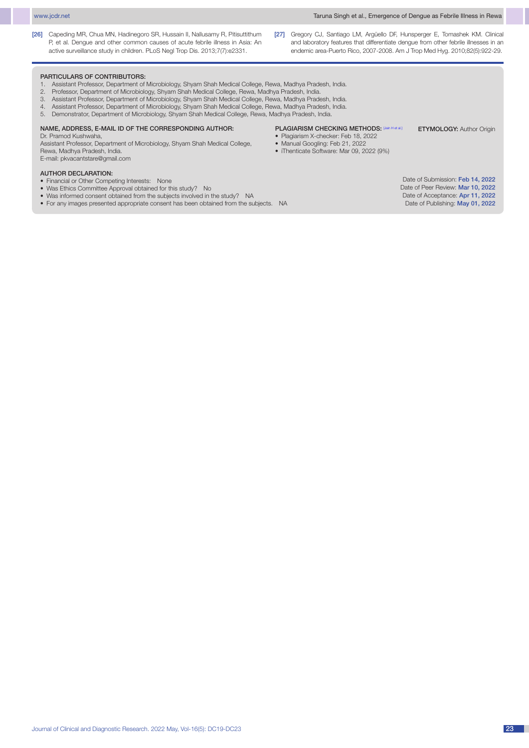[26] Capeding MR, Chua MN, Hadinegoro SR, Hussain II, Nallusamy R, Pitisuttithum P, et al. Dengue and other common causes of acute febrile illness in Asia: An active surveillance study in children. PLoS Negl Trop Dis. 2013;7(7):e2331.

[27] Gregory CJ, Santiago LM, Argüello DF, Hunsperger E, Tomashek KM. Clinical and laboratory features that differentiate dengue from other febrile illnesses in an endemic area-Puerto Rico, 2007-2008. Am J Trop Med Hyg. 2010;82(5):922-29.

**PARTICULARS OF CONTRIBUTORS:**

1. Assistant Professor, Department of Microbiology, Shyam Shah Medical College, Rewa, Madhya Pradesh, India.
2. Professor, Department of Microbiology, Shyam Shah Medical College, Rewa, Madhya Pradesh, India.
3. Assistant Professor, Department of Microbiology, Shyam Shah Medical College, Rewa, Madhya Pradesh, India.
4. Assistant Professor, Department of Microbiology, Shyam Shah Medical College, Rewa, Madhya Pradesh, India.
5. Demonstrator, Department of Microbiology, Shyam Shah Medical College, Rewa, Madhya Pradesh, India.

**NAME, ADDRESS, E-MAIL ID OF THE CORRESPONDING AUTHOR:**

Dr. Pramod Kushwaha,
Assistant Professor, Department of Microbiology, Shyam Shah Medical College,
Rewa, Madhya Pradesh, India.
E-mail: pkvacantstare@gmail.com

**AUTHOR DECLARATION:**

- Financial or Other Competing Interests: None
- Was Ethics Committee Approval obtained for this study? No
- Was informed consent obtained from the subjects involved in the study? NA
- For any images presented appropriate consent has been obtained from the subjects. NA

**PLAGIARISM CHECKING METHODS:** [Jain H et al.]

- Plagiarism X-checker: Feb 18, 2022
- Manual Googling: Feb 21, 2022
- iThenticate Software: Mar 09, 2022 (9%)

**ETYMOLOGY:** Author Origin

Date of Submission: **Feb 14, 2022**
Date of Peer Review: **Mar 10, 2022**
Date of Acceptance: **Apr 11, 2022**
Date of Publishing: **May 01, 2022**